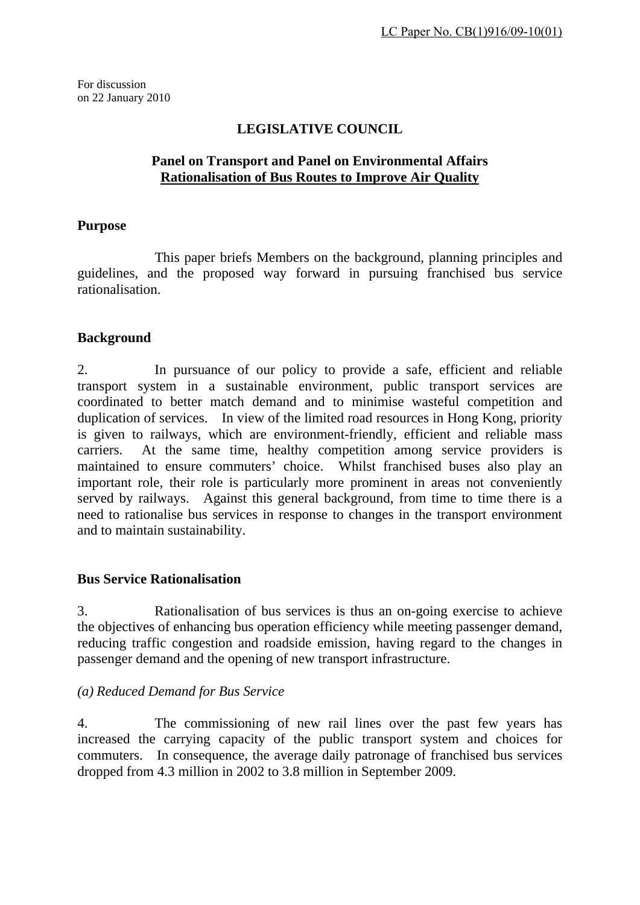LC Paper No. CB(1)916/09-10(01)

For discussion
on 22 January 2010

# LEGISLATIVE COUNCIL

## Panel on Transport and Panel on Environmental Affairs
## Rationalisation of Bus Routes to Improve Air Quality

### Purpose

This paper briefs Members on the background, planning principles and guidelines, and the proposed way forward in pursuing franchised bus service rationalisation.

### Background

2. In pursuance of our policy to provide a safe, efficient and reliable transport system in a sustainable environment, public transport services are coordinated to better match demand and to minimise wasteful competition and duplication of services. In view of the limited road resources in Hong Kong, priority is given to railways, which are environment-friendly, efficient and reliable mass carriers. At the same time, healthy competition among service providers is maintained to ensure commuters' choice. Whilst franchised buses also play an important role, their role is particularly more prominent in areas not conveniently served by railways. Against this general background, from time to time there is a need to rationalise bus services in response to changes in the transport environment and to maintain sustainability.

### Bus Service Rationalisation

3. Rationalisation of bus services is thus an on-going exercise to achieve the objectives of enhancing bus operation efficiency while meeting passenger demand, reducing traffic congestion and roadside emission, having regard to the changes in passenger demand and the opening of new transport infrastructure.

*(a) Reduced Demand for Bus Service*

4. The commissioning of new rail lines over the past few years has increased the carrying capacity of the public transport system and choices for commuters. In consequence, the average daily patronage of franchised bus services dropped from 4.3 million in 2002 to 3.8 million in September 2009.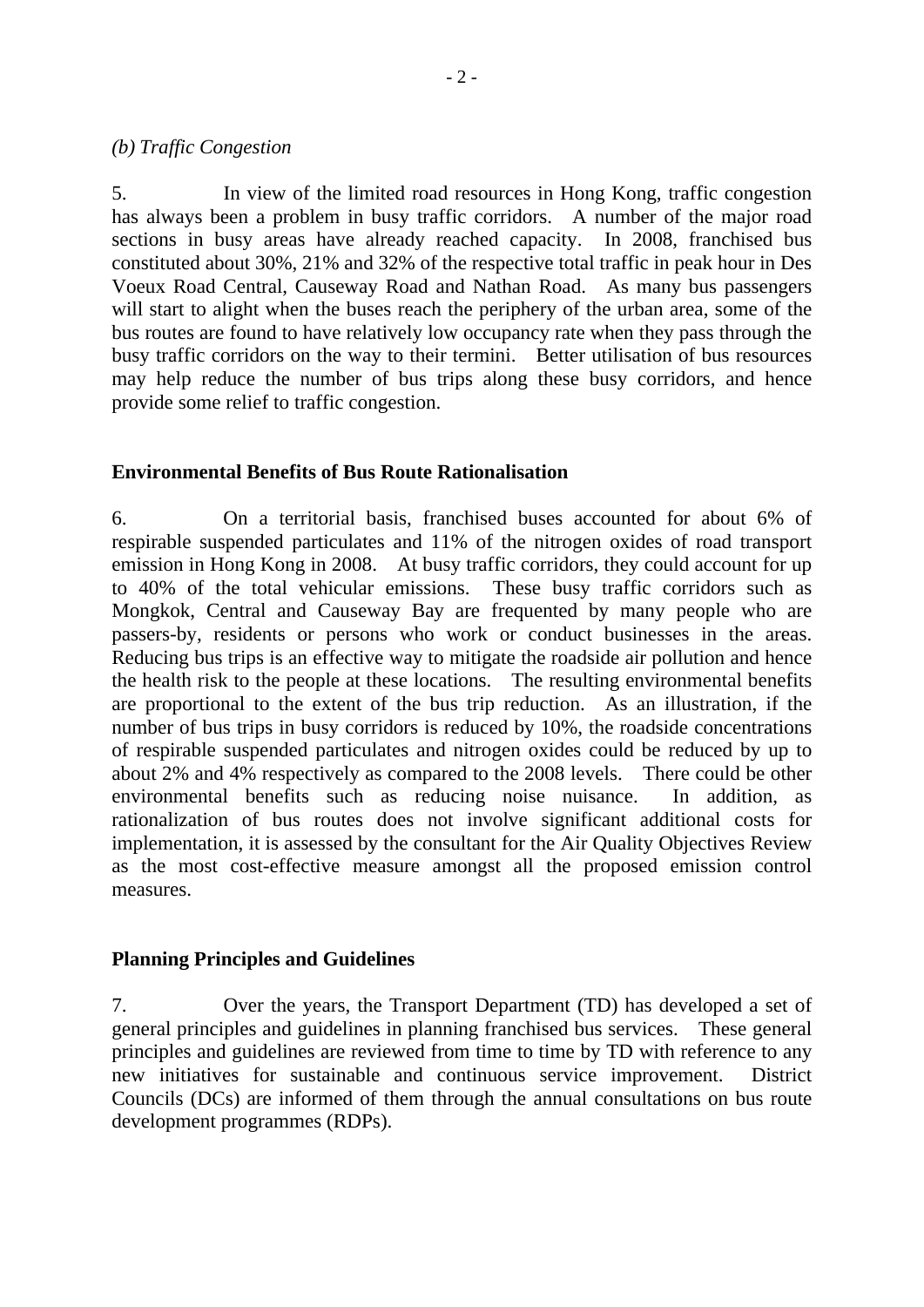*(b) Traffic Congestion*

5. In view of the limited road resources in Hong Kong, traffic congestion has always been a problem in busy traffic corridors. A number of the major road sections in busy areas have already reached capacity. In 2008, franchised bus constituted about 30%, 21% and 32% of the respective total traffic in peak hour in Des Voeux Road Central, Causeway Road and Nathan Road. As many bus passengers will start to alight when the buses reach the periphery of the urban area, some of the bus routes are found to have relatively low occupancy rate when they pass through the busy traffic corridors on the way to their termini. Better utilisation of bus resources may help reduce the number of bus trips along these busy corridors, and hence provide some relief to traffic congestion.

**Environmental Benefits of Bus Route Rationalisation**

6. On a territorial basis, franchised buses accounted for about 6% of respirable suspended particulates and 11% of the nitrogen oxides of road transport emission in Hong Kong in 2008. At busy traffic corridors, they could account for up to 40% of the total vehicular emissions. These busy traffic corridors such as Mongkok, Central and Causeway Bay are frequented by many people who are passers-by, residents or persons who work or conduct businesses in the areas. Reducing bus trips is an effective way to mitigate the roadside air pollution and hence the health risk to the people at these locations. The resulting environmental benefits are proportional to the extent of the bus trip reduction. As an illustration, if the number of bus trips in busy corridors is reduced by 10%, the roadside concentrations of respirable suspended particulates and nitrogen oxides could be reduced by up to about 2% and 4% respectively as compared to the 2008 levels. There could be other environmental benefits such as reducing noise nuisance. In addition, as rationalization of bus routes does not involve significant additional costs for implementation, it is assessed by the consultant for the Air Quality Objectives Review as the most cost-effective measure amongst all the proposed emission control measures.

**Planning Principles and Guidelines**

7. Over the years, the Transport Department (TD) has developed a set of general principles and guidelines in planning franchised bus services. These general principles and guidelines are reviewed from time to time by TD with reference to any new initiatives for sustainable and continuous service improvement. District Councils (DCs) are informed of them through the annual consultations on bus route development programmes (RDPs).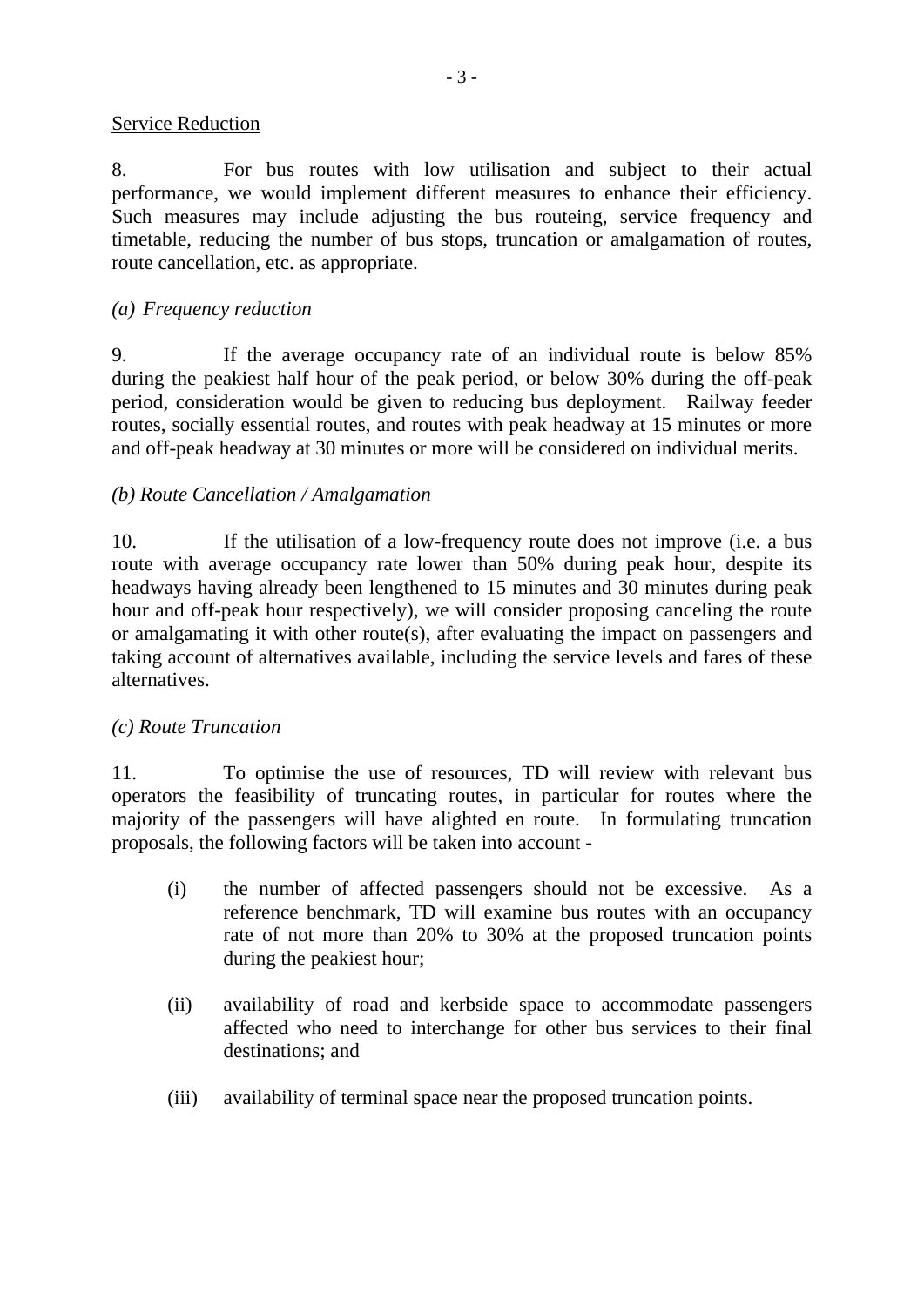Service Reduction

8. For bus routes with low utilisation and subject to their actual performance, we would implement different measures to enhance their efficiency. Such measures may include adjusting the bus routeing, service frequency and timetable, reducing the number of bus stops, truncation or amalgamation of routes, route cancellation, etc. as appropriate.

*(a) Frequency reduction*

9. If the average occupancy rate of an individual route is below 85% during the peakiest half hour of the peak period, or below 30% during the off-peak period, consideration would be given to reducing bus deployment. Railway feeder routes, socially essential routes, and routes with peak headway at 15 minutes or more and off-peak headway at 30 minutes or more will be considered on individual merits.

*(b) Route Cancellation / Amalgamation*

10. If the utilisation of a low-frequency route does not improve (i.e. a bus route with average occupancy rate lower than 50% during peak hour, despite its headways having already been lengthened to 15 minutes and 30 minutes during peak hour and off-peak hour respectively), we will consider proposing canceling the route or amalgamating it with other route(s), after evaluating the impact on passengers and taking account of alternatives available, including the service levels and fares of these alternatives.

*(c) Route Truncation*

11. To optimise the use of resources, TD will review with relevant bus operators the feasibility of truncating routes, in particular for routes where the majority of the passengers will have alighted en route. In formulating truncation proposals, the following factors will be taken into account -

(i) the number of affected passengers should not be excessive. As a reference benchmark, TD will examine bus routes with an occupancy rate of not more than 20% to 30% at the proposed truncation points during the peakiest hour;

(ii) availability of road and kerbside space to accommodate passengers affected who need to interchange for other bus services to their final destinations; and

(iii) availability of terminal space near the proposed truncation points.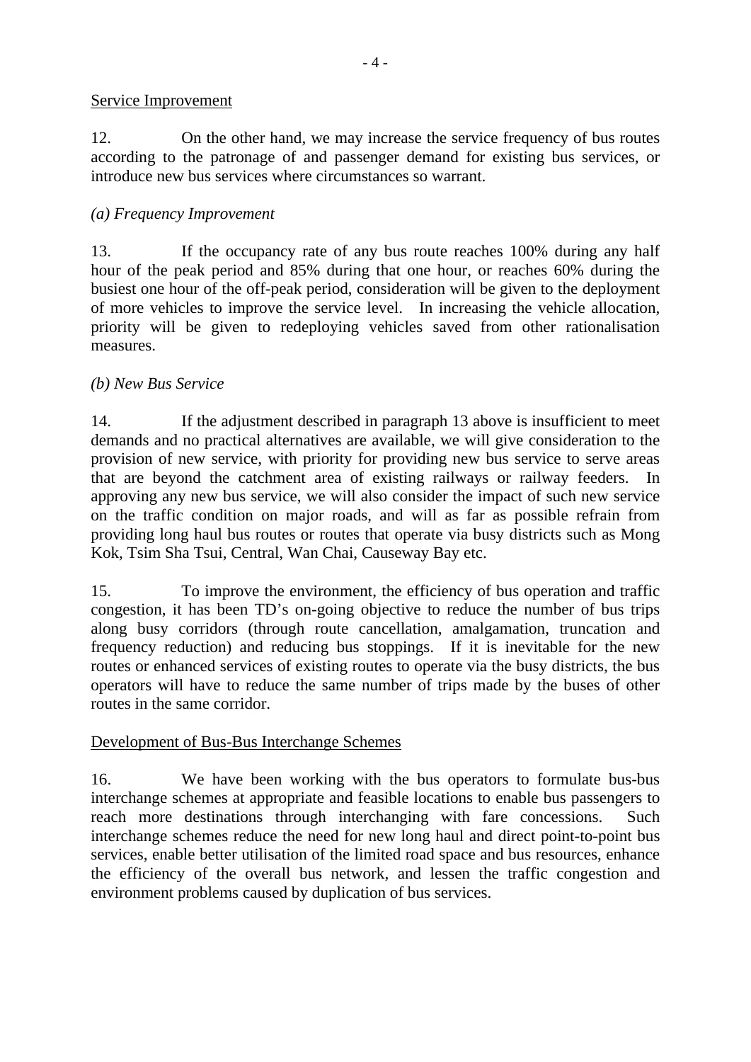Service Improvement

12. On the other hand, we may increase the service frequency of bus routes according to the patronage of and passenger demand for existing bus services, or introduce new bus services where circumstances so warrant.

*(a) Frequency Improvement*

13. If the occupancy rate of any bus route reaches 100% during any half hour of the peak period and 85% during that one hour, or reaches 60% during the busiest one hour of the off-peak period, consideration will be given to the deployment of more vehicles to improve the service level. In increasing the vehicle allocation, priority will be given to redeploying vehicles saved from other rationalisation measures.

*(b) New Bus Service*

14. If the adjustment described in paragraph 13 above is insufficient to meet demands and no practical alternatives are available, we will give consideration to the provision of new service, with priority for providing new bus service to serve areas that are beyond the catchment area of existing railways or railway feeders. In approving any new bus service, we will also consider the impact of such new service on the traffic condition on major roads, and will as far as possible refrain from providing long haul bus routes or routes that operate via busy districts such as Mong Kok, Tsim Sha Tsui, Central, Wan Chai, Causeway Bay etc.

15. To improve the environment, the efficiency of bus operation and traffic congestion, it has been TD's on-going objective to reduce the number of bus trips along busy corridors (through route cancellation, amalgamation, truncation and frequency reduction) and reducing bus stoppings. If it is inevitable for the new routes or enhanced services of existing routes to operate via the busy districts, the bus operators will have to reduce the same number of trips made by the buses of other routes in the same corridor.

Development of Bus-Bus Interchange Schemes

16. We have been working with the bus operators to formulate bus-bus interchange schemes at appropriate and feasible locations to enable bus passengers to reach more destinations through interchanging with fare concessions. Such interchange schemes reduce the need for new long haul and direct point-to-point bus services, enable better utilisation of the limited road space and bus resources, enhance the efficiency of the overall bus network, and lessen the traffic congestion and environment problems caused by duplication of bus services.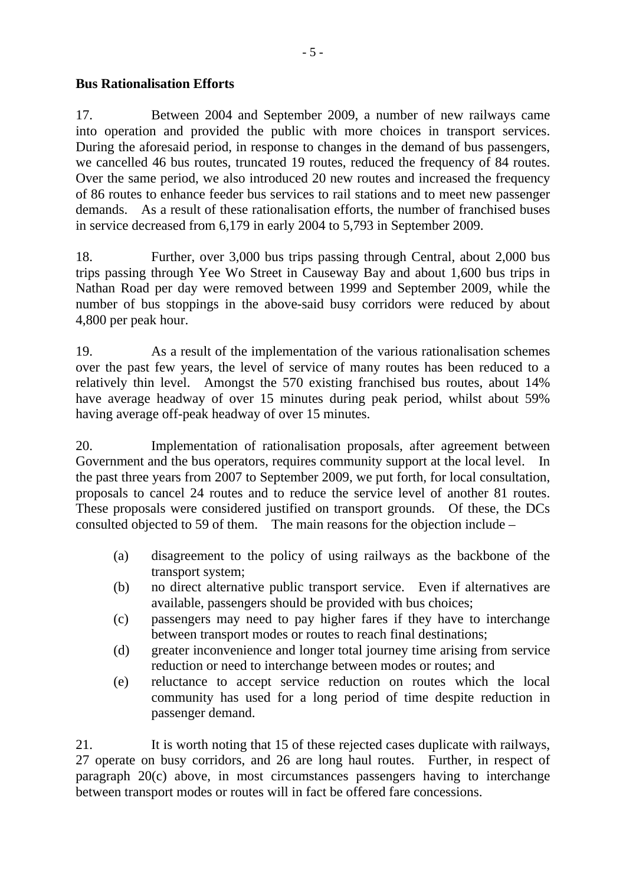**Bus Rationalisation Efforts**

17. Between 2004 and September 2009, a number of new railways came into operation and provided the public with more choices in transport services. During the aforesaid period, in response to changes in the demand of bus passengers, we cancelled 46 bus routes, truncated 19 routes, reduced the frequency of 84 routes. Over the same period, we also introduced 20 new routes and increased the frequency of 86 routes to enhance feeder bus services to rail stations and to meet new passenger demands. As a result of these rationalisation efforts, the number of franchised buses in service decreased from 6,179 in early 2004 to 5,793 in September 2009.

18. Further, over 3,000 bus trips passing through Central, about 2,000 bus trips passing through Yee Wo Street in Causeway Bay and about 1,600 bus trips in Nathan Road per day were removed between 1999 and September 2009, while the number of bus stoppings in the above-said busy corridors were reduced by about 4,800 per peak hour.

19. As a result of the implementation of the various rationalisation schemes over the past few years, the level of service of many routes has been reduced to a relatively thin level. Amongst the 570 existing franchised bus routes, about 14% have average headway of over 15 minutes during peak period, whilst about 59% having average off-peak headway of over 15 minutes.

20. Implementation of rationalisation proposals, after agreement between Government and the bus operators, requires community support at the local level. In the past three years from 2007 to September 2009, we put forth, for local consultation, proposals to cancel 24 routes and to reduce the service level of another 81 routes. These proposals were considered justified on transport grounds. Of these, the DCs consulted objected to 59 of them. The main reasons for the objection include –

(a) disagreement to the policy of using railways as the backbone of the transport system;
(b) no direct alternative public transport service. Even if alternatives are available, passengers should be provided with bus choices;
(c) passengers may need to pay higher fares if they have to interchange between transport modes or routes to reach final destinations;
(d) greater inconvenience and longer total journey time arising from service reduction or need to interchange between modes or routes; and
(e) reluctance to accept service reduction on routes which the local community has used for a long period of time despite reduction in passenger demand.

21. It is worth noting that 15 of these rejected cases duplicate with railways, 27 operate on busy corridors, and 26 are long haul routes. Further, in respect of paragraph 20(c) above, in most circumstances passengers having to interchange between transport modes or routes will in fact be offered fare concessions.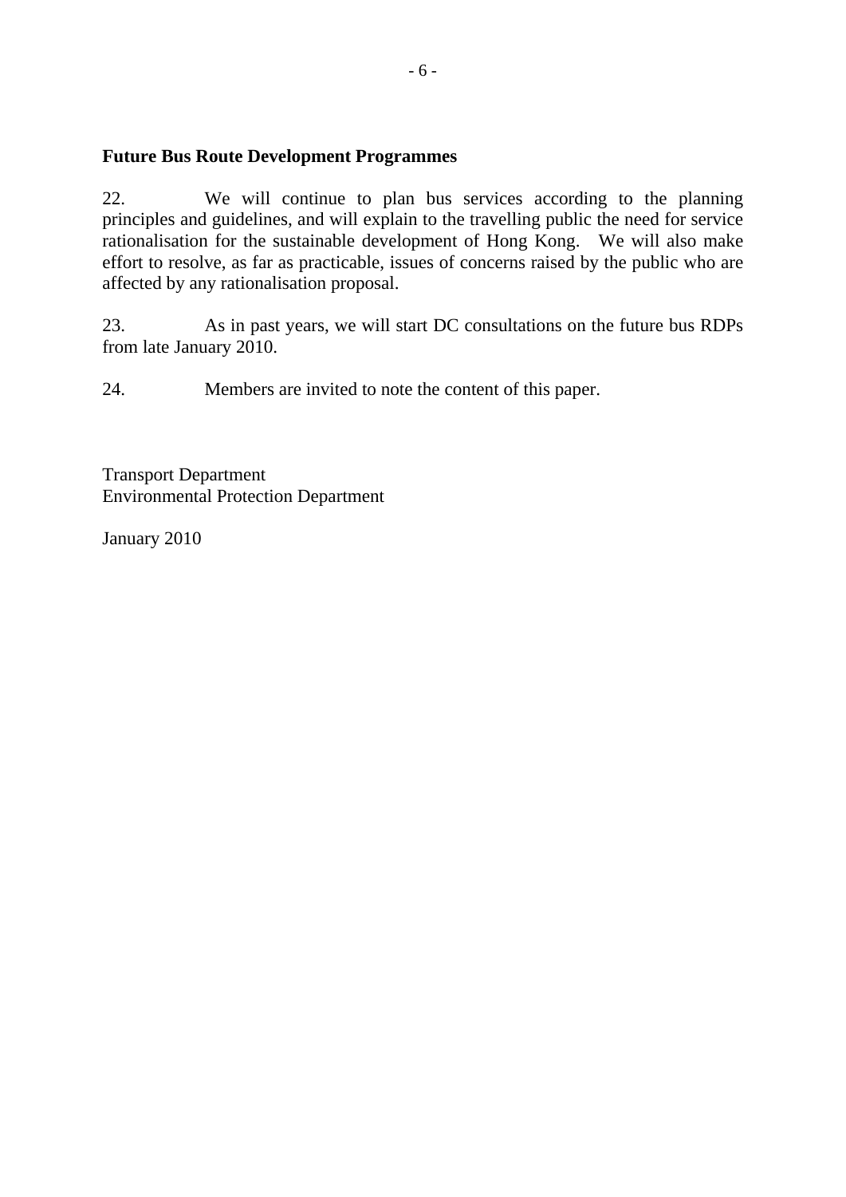**Future Bus Route Development Programmes**

22. We will continue to plan bus services according to the planning principles and guidelines, and will explain to the travelling public the need for service rationalisation for the sustainable development of Hong Kong. We will also make effort to resolve, as far as practicable, issues of concerns raised by the public who are affected by any rationalisation proposal.

23. As in past years, we will start DC consultations on the future bus RDPs from late January 2010.

24. Members are invited to note the content of this paper.

Transport Department
Environmental Protection Department

January 2010